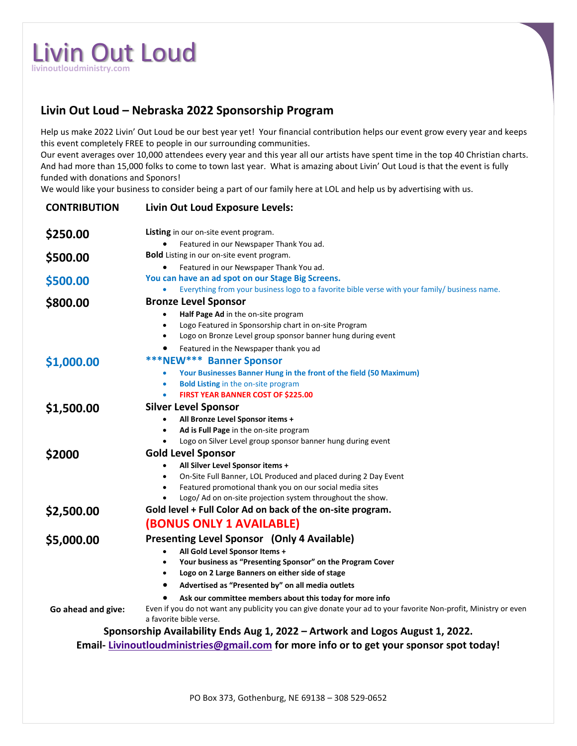# Livin Out Loud

livinoutloudministry.com

## Livin Out Loud – Nebraska 2022 Sponsorship Program

Help us make 2022 Livin' Out Loud be our best year yet! Your financial contribution helps our event grow every year and keeps this event completely FREE to people in our surrounding communities.

Our event averages over 10,000 attendees every year and this year all our artists have spent time in the top 40 Christian charts. And had more than 15,000 folks to come to town last year. What is amazing about Livin' Out Loud is that the event is fully funded with donations and Sponors!

We would like your business to consider being a part of our family here at LOL and help us by advertising with us.

| CONTRIBUTION | Livin Out Loud Exposure Levels: |
|---|---|
| **$250.00** | **Listing** in our on-site event program.<br>• Featured in our Newspaper Thank You ad. |
| **$500.00** | **Bold** Listing in our on-site event program.<br>• Featured in our Newspaper Thank You ad. |
| **$500.00** | **You can have an ad spot on our Stage Big Screens.**<br>• Everything from your business logo to a favorite bible verse with your family/ business name. |
| **$800.00** | **Bronze Level Sponsor**<br>• **Half Page Ad** in the on-site program<br>• Logo Featured in Sponsorship chart in on-site Program<br>• Logo on Bronze Level group sponsor banner hung during event<br>• Featured in the Newspaper thank you ad |
| **$1,000.00** | **\*\*\*NEW\*\*\* Banner Sponsor**<br>• **Your Businesses Banner Hung in the front of the field (50 Maximum)**<br>• **Bold Listing** in the on-site program<br>• **FIRST YEAR BANNER COST OF $225.00** |
| **$1,500.00** | **Silver Level Sponsor**<br>• **All Bronze Level Sponsor items +**<br>• **Ad is Full Page** in the on-site program<br>• Logo on Silver Level group sponsor banner hung during event |
| **$2000** | **Gold Level Sponsor**<br>• **All Silver Level Sponsor items +**<br>• On-Site Full Banner, LOL Produced and placed during 2 Day Event<br>• Featured promotional thank you on our social media sites<br>• Logo/ Ad on on-site projection system throughout the show. |
| **$2,500.00** | **Gold level + Full Color Ad on back of the on-site program.**<br>**(BONUS ONLY 1 AVAILABLE)** |
| **$5,000.00** | **Presenting Level Sponsor (Only 4 Available)**<br>• **All Gold Level Sponsor Items +**<br>• **Your business as "Presenting Sponsor" on the Program Cover**<br>• **Logo on 2 Large Banners on either side of stage**<br>• **Advertised as "Presented by" on all media outlets**<br>• **Ask our committee members about this today for more info** |
| **Go ahead and give:** | Even if you do not want any publicity you can give donate your ad to your favorite Non-profit, Ministry or even a favorite bible verse. |

**Sponsorship Availability Ends Aug 1, 2022 – Artwork and Logos August 1, 2022.**

**Email- Livinoutloudministries@gmail.com for more info or to get your sponsor spot today!**

PO Box 373, Gothenburg, NE 69138 – 308 529-0652